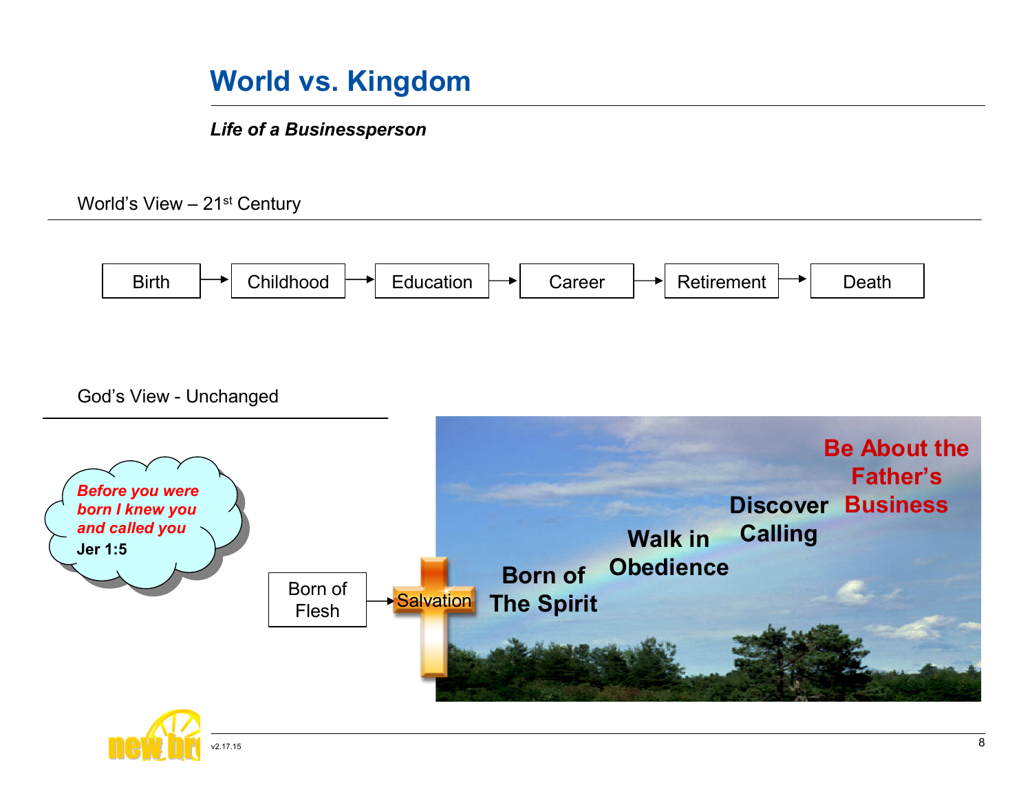# World vs. Kingdom

***Life of a Businessperson***

World's View – 21st Century

Birth → Childhood → Education → Career → Retirement → Death

God's View - Unchanged

***Before you were born I knew you and called you***
**Jer 1:5**

Born of Flesh → Salvation → **Born of The Spirit** → **Walk in Obedience** → **Discover Calling** → **Be About the Father's Business**

v2.17.15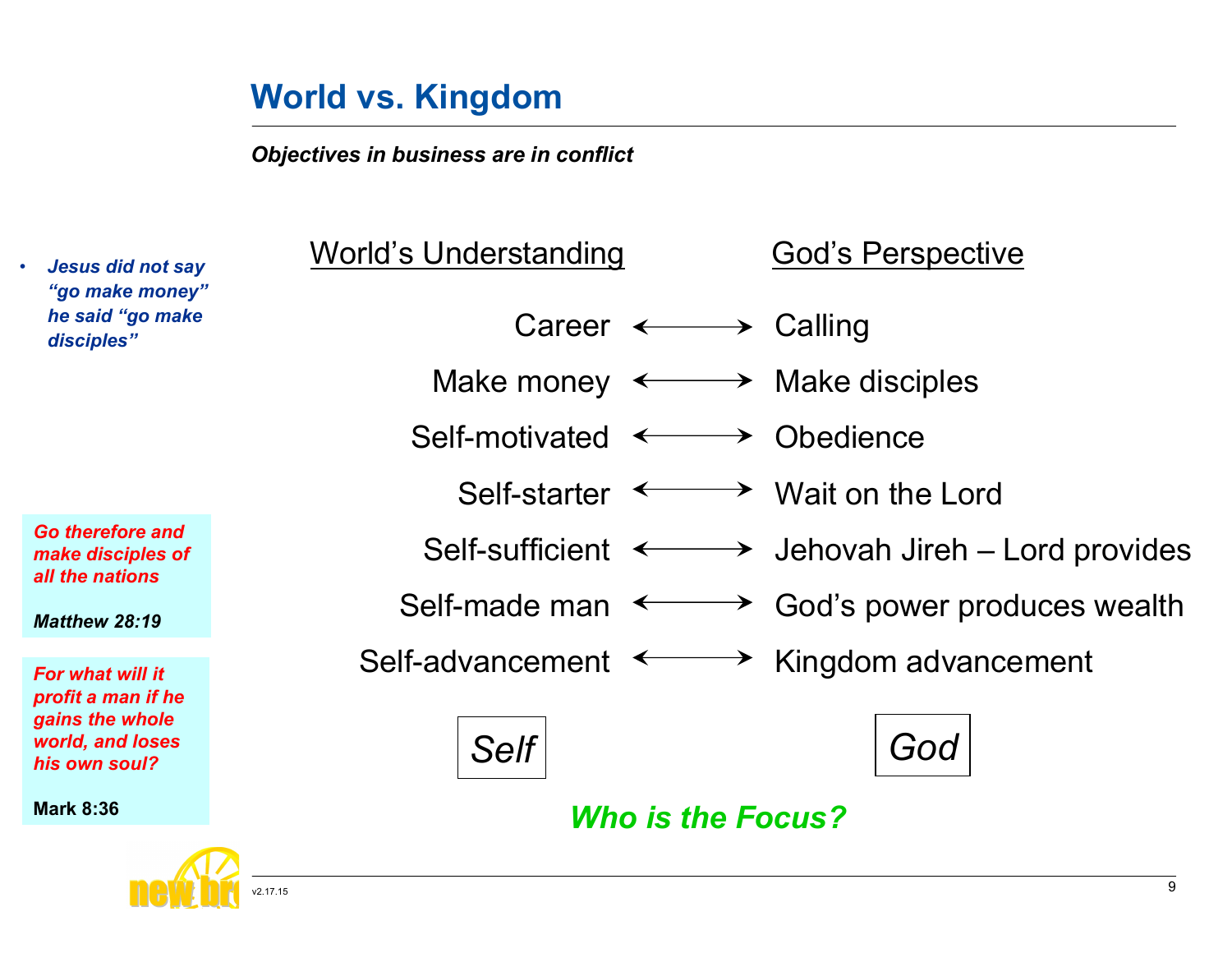# World vs. Kingdom

***Objectives in business are in conflict***

- ***Jesus did not say "go make money" he said "go make disciples"***

| World's Understanding | | God's Perspective |
|---|---|---|
| Career | ⟷ | Calling |
| Make money | ⟷ | Make disciples |
| Self-motivated | ⟷ | Obedience |
| Self-starter | ⟷ | Wait on the Lord |
| Self-sufficient | ⟷ | Jehovah Jireh – Lord provides |
| Self-made man | ⟷ | God's power produces wealth |
| Self-advancement | ⟷ | Kingdom advancement |
| *Self* | | *God* |

***Who is the Focus?***

***Go therefore and make disciples of all the nations***

***Matthew 28:19***

***For what will it profit a man if he gains the whole world, and loses his own soul?***

**Mark 8:36**

v2.17.15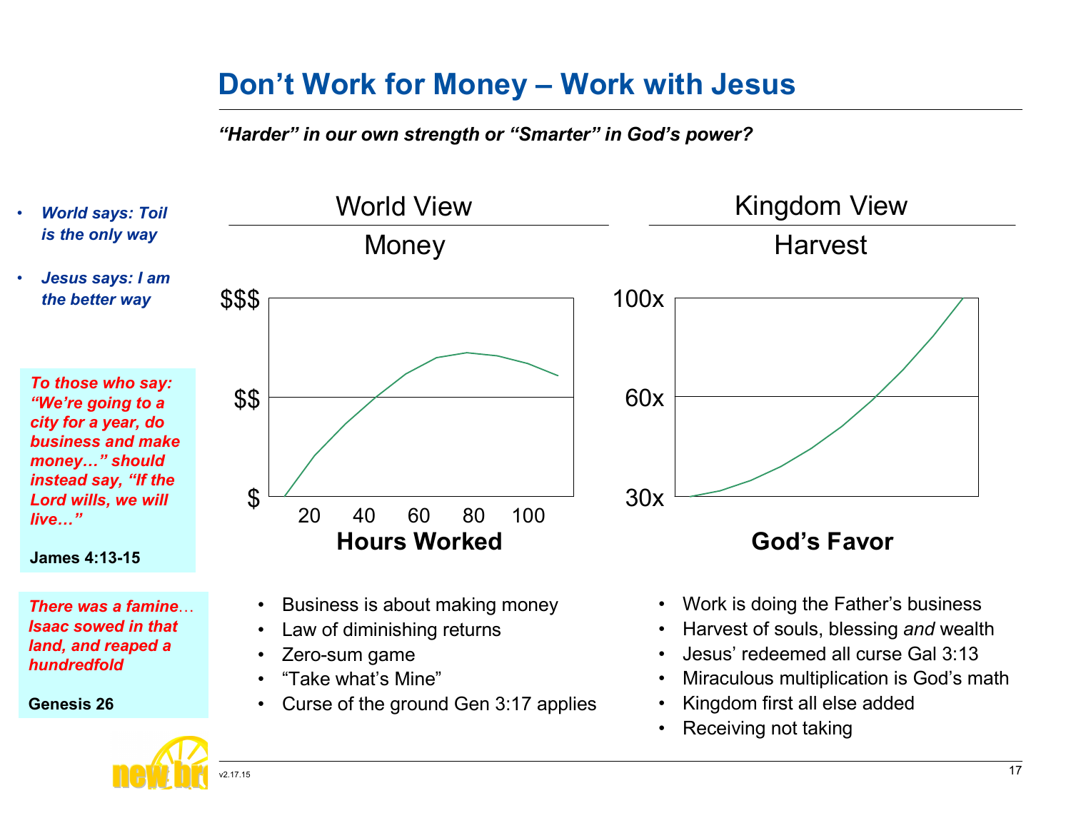# Don't Work for Money – Work with Jesus

***"Harder" in our own strength or "Smarter" in God's power?***

- ***World says: Toil is the only way***
- ***Jesus says: I am the better way***

***To those who say: "We're going to a city for a year, do business and make money…" should instead say, "If the Lord wills, we will live…"***

**James 4:13-15**

***There was a famine… Isaac sowed in that land, and reaped a hundredfold***

**Genesis 26**

## World View

### Money

$$$

$$

$

20 40 60 80 100

**Hours Worked**

- Business is about making money
- Law of diminishing returns
- Zero-sum game
- "Take what's Mine"
- Curse of the ground Gen 3:17 applies

## Kingdom View

### Harvest

100x

60x

30x

**God's Favor**

- Work is doing the Father's business
- Harvest of souls, blessing *and* wealth
- Jesus' redeemed all curse Gal 3:13
- Miraculous multiplication is God's math
- Kingdom first all else added
- Receiving not taking

v2.17.15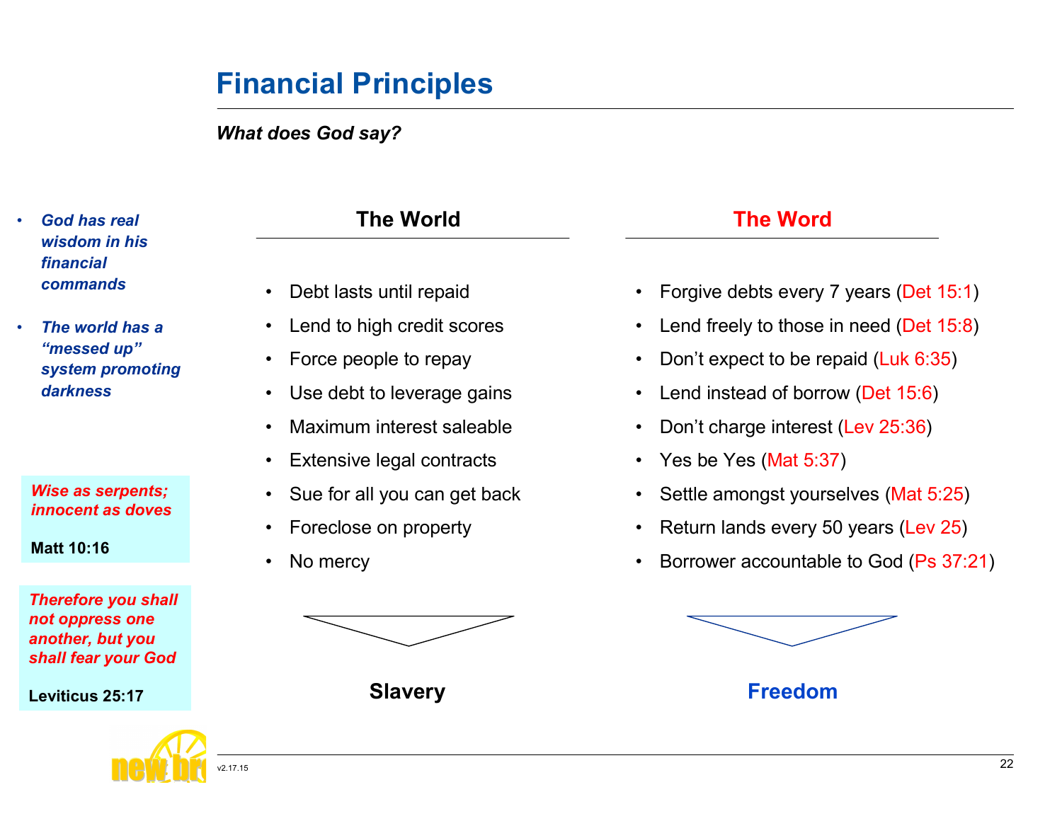# Financial Principles

***What does God say?***

- ***God has real wisdom in his financial commands***
- ***The world has a "messed up" system promoting darkness***

***Wise as serpents; innocent as doves***

**Matt 10:16**

***Therefore you shall not oppress one another, but you shall fear your God***

**Leviticus 25:17**

| The World | The Word |
|---|---|
| Debt lasts until repaid | Forgive debts every 7 years (Det 15:1) |
| Lend to high credit scores | Lend freely to those in need (Det 15:8) |
| Force people to repay | Don't expect to be repaid (Luk 6:35) |
| Use debt to leverage gains | Lend instead of borrow (Det 15:6) |
| Maximum interest saleable | Don't charge interest (Lev 25:36) |
| Extensive legal contracts | Yes be Yes (Mat 5:37) |
| Sue for all you can get back | Settle amongst yourselves (Mat 5:25) |
| Foreclose on property | Return lands every 50 years (Lev 25) |
| No mercy | Borrower accountable to God (Ps 37:21) |
| **Slavery** | **Freedom** |

v2.17.15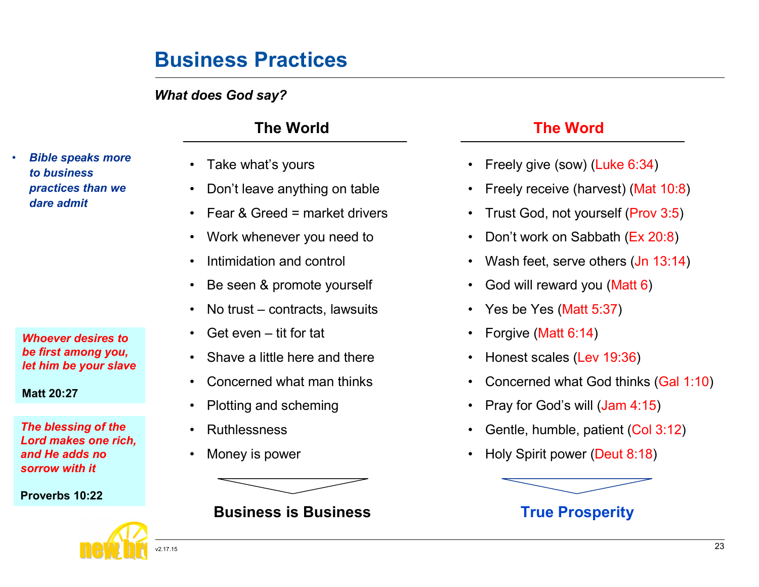# Business Practices

***What does God say?***

- ***Bible speaks more to business practices than we dare admit***

| The World | The Word |
|---|---|
| Take what's yours | Freely give (sow) (Luke 6:34) |
| Don't leave anything on table | Freely receive (harvest) (Mat 10:8) |
| Fear & Greed = market drivers | Trust God, not yourself (Prov 3:5) |
| Work whenever you need to | Don't work on Sabbath (Ex 20:8) |
| Intimidation and control | Wash feet, serve others (Jn 13:14) |
| Be seen & promote yourself | God will reward you (Matt 6) |
| No trust – contracts, lawsuits | Yes be Yes (Matt 5:37) |
| Get even – tit for tat | Forgive (Matt 6:14) |
| Shave a little here and there | Honest scales (Lev 19:36) |
| Concerned what man thinks | Concerned what God thinks (Gal 1:10) |
| Plotting and scheming | Pray for God's will (Jam 4:15) |
| Ruthlessness | Gentle, humble, patient (Col 3:12) |
| Money is power | Holy Spirit power (Deut 8:18) |
| **Business is Business** | **True Prosperity** |

***Whoever desires to be first among you, let him be your slave***

**Matt 20:27**

***The blessing of the Lord makes one rich, and He adds no sorrow with it***

**Proverbs 10:22**

v2.17.15